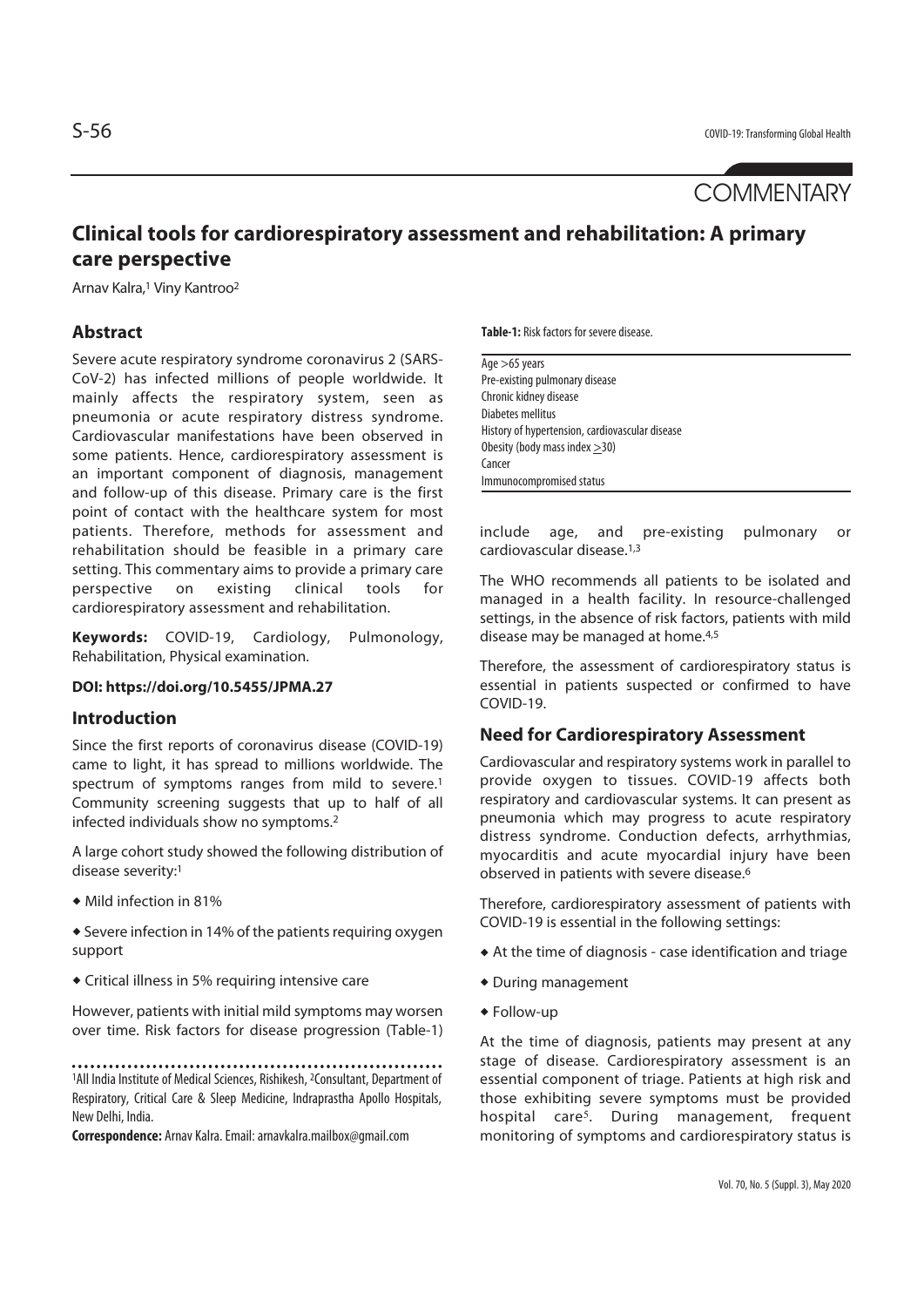COMMENTARY

# Clinical tools for cardiorespiratory assessment and rehabilitation: A primary care perspective

Arnav Kalra,[1] Viny Kantroo[2]

## Abstract

Severe acute respiratory syndrome coronavirus 2 (SARS-CoV-2) has infected millions of people worldwide. It mainly affects the respiratory system, seen as pneumonia or acute respiratory distress syndrome. Cardiovascular manifestations have been observed in some patients. Hence, cardiorespiratory assessment is an important component of diagnosis, management and follow-up of this disease. Primary care is the first point of contact with the healthcare system for most patients. Therefore, methods for assessment and rehabilitation should be feasible in a primary care setting. This commentary aims to provide a primary care perspective on existing clinical tools for cardiorespiratory assessment and rehabilitation.

**Keywords:** COVID-19, Cardiology, Pulmonology, Rehabilitation, Physical examination.

**DOI: https://doi.org/10.5455/JPMA.27**

## Introduction

Since the first reports of coronavirus disease (COVID-19) came to light, it has spread to millions worldwide. The spectrum of symptoms ranges from mild to severe.[1] Community screening suggests that up to half of all infected individuals show no symptoms.[2]

A large cohort study showed the following distribution of disease severity:[1]

- Mild infection in 81%
- Severe infection in 14% of the patients requiring oxygen support
- Critical illness in 5% requiring intensive care

However, patients with initial mild symptoms may worsen over time. Risk factors for disease progression (Table-1) include age, and pre-existing pulmonary or cardiovascular disease.[1,3]

**Table-1:** Risk factors for severe disease.

| |
|---|
| Age >65 years |
| Pre-existing pulmonary disease |
| Chronic kidney disease |
| Diabetes mellitus |
| History of hypertension, cardiovascular disease |
| Obesity (body mass index ≥30) |
| Cancer |
| Immunocompromised status |

The WHO recommends all patients to be isolated and managed in a health facility. In resource-challenged settings, in the absence of risk factors, patients with mild disease may be managed at home.[4,5]

Therefore, the assessment of cardiorespiratory status is essential in patients suspected or confirmed to have COVID-19.

## Need for Cardiorespiratory Assessment

Cardiovascular and respiratory systems work in parallel to provide oxygen to tissues. COVID-19 affects both respiratory and cardiovascular systems. It can present as pneumonia which may progress to acute respiratory distress syndrome. Conduction defects, arrhythmias, myocarditis and acute myocardial injury have been observed in patients with severe disease.[6]

Therefore, cardiorespiratory assessment of patients with COVID-19 is essential in the following settings:

- At the time of diagnosis - case identification and triage
- During management
- Follow-up

At the time of diagnosis, patients may present at any stage of disease. Cardiorespiratory assessment is an essential component of triage. Patients at high risk and those exhibiting severe symptoms must be provided hospital care[5]. During management, frequent monitoring of symptoms and cardiorespiratory status is

[1]All India Institute of Medical Sciences, Rishikesh, [2]Consultant, Department of Respiratory, Critical Care & Sleep Medicine, Indraprastha Apollo Hospitals, New Delhi, India.

**Correspondence:** Arnav Kalra. Email: arnavkalra.mailbox@gmail.com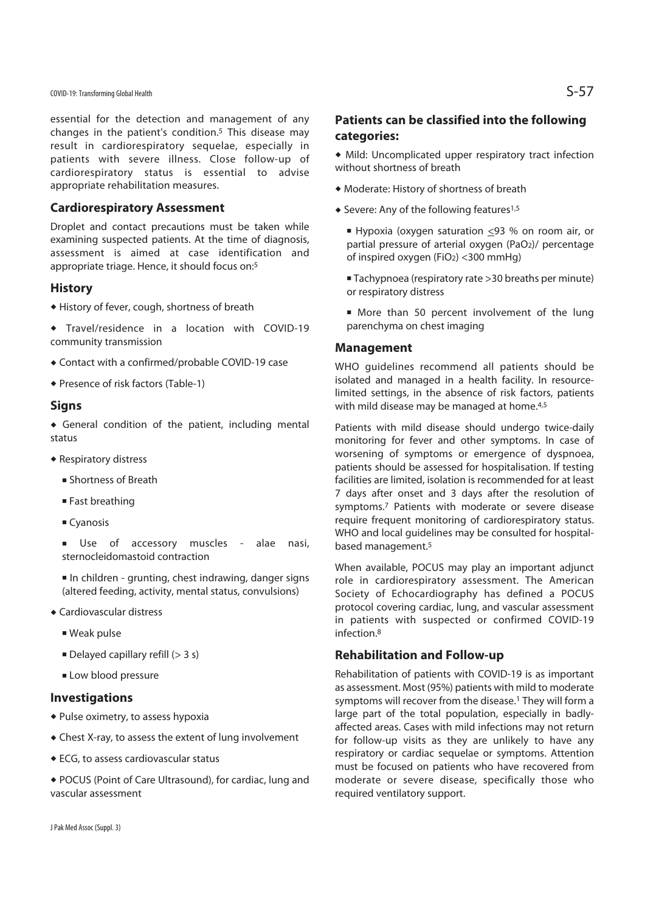essential for the detection and management of any changes in the patient's condition.[5] This disease may result in cardiorespiratory sequelae, especially in patients with severe illness. Close follow-up of cardiorespiratory status is essential to advise appropriate rehabilitation measures.

## Cardiorespiratory Assessment

Droplet and contact precautions must be taken while examining suspected patients. At the time of diagnosis, assessment is aimed at case identification and appropriate triage. Hence, it should focus on:[5]

### History

- History of fever, cough, shortness of breath
- Travel/residence in a location with COVID-19 community transmission
- Contact with a confirmed/probable COVID-19 case
- Presence of risk factors (Table-1)

### Signs

- General condition of the patient, including mental status
- Respiratory distress
  - Shortness of Breath
  - Fast breathing
  - Cyanosis
  - Use of accessory muscles - alae nasi, sternocleidomastoid contraction
  - In children - grunting, chest indrawing, danger signs (altered feeding, activity, mental status, convulsions)
- Cardiovascular distress
  - Weak pulse
  - Delayed capillary refill (> 3 s)
  - Low blood pressure

### Investigations

- Pulse oximetry, to assess hypoxia
- Chest X-ray, to assess the extent of lung involvement
- ECG, to assess cardiovascular status
- POCUS (Point of Care Ultrasound), for cardiac, lung and vascular assessment

### Patients can be classified into the following categories:

- Mild: Uncomplicated upper respiratory tract infection without shortness of breath
- Moderate: History of shortness of breath
- Severe: Any of the following features[1,5]
  - Hypoxia (oxygen saturation $\leq$93 % on room air, or partial pressure of arterial oxygen ($PaO_2$)/ percentage of inspired oxygen ($FiO_2$) <300 mmHg)
  - Tachypnoea (respiratory rate >30 breaths per minute) or respiratory distress
  - More than 50 percent involvement of the lung parenchyma on chest imaging

### Management

WHO guidelines recommend all patients should be isolated and managed in a health facility. In resource-limited settings, in the absence of risk factors, patients with mild disease may be managed at home.[4,5]

Patients with mild disease should undergo twice-daily monitoring for fever and other symptoms. In case of worsening of symptoms or emergence of dyspnoea, patients should be assessed for hospitalisation. If testing facilities are limited, isolation is recommended for at least 7 days after onset and 3 days after the resolution of symptoms.[7] Patients with moderate or severe disease require frequent monitoring of cardiorespiratory status. WHO and local guidelines may be consulted for hospital-based management.[5]

When available, POCUS may play an important adjunct role in cardiorespiratory assessment. The American Society of Echocardiography has defined a POCUS protocol covering cardiac, lung, and vascular assessment in patients with suspected or confirmed COVID-19 infection.[8]

## Rehabilitation and Follow-up

Rehabilitation of patients with COVID-19 is as important as assessment. Most (95%) patients with mild to moderate symptoms will recover from the disease.[1] They will form a large part of the total population, especially in badly-affected areas. Cases with mild infections may not return for follow-up visits as they are unlikely to have any respiratory or cardiac sequelae or symptoms. Attention must be focused on patients who have recovered from moderate or severe disease, specifically those who required ventilatory support.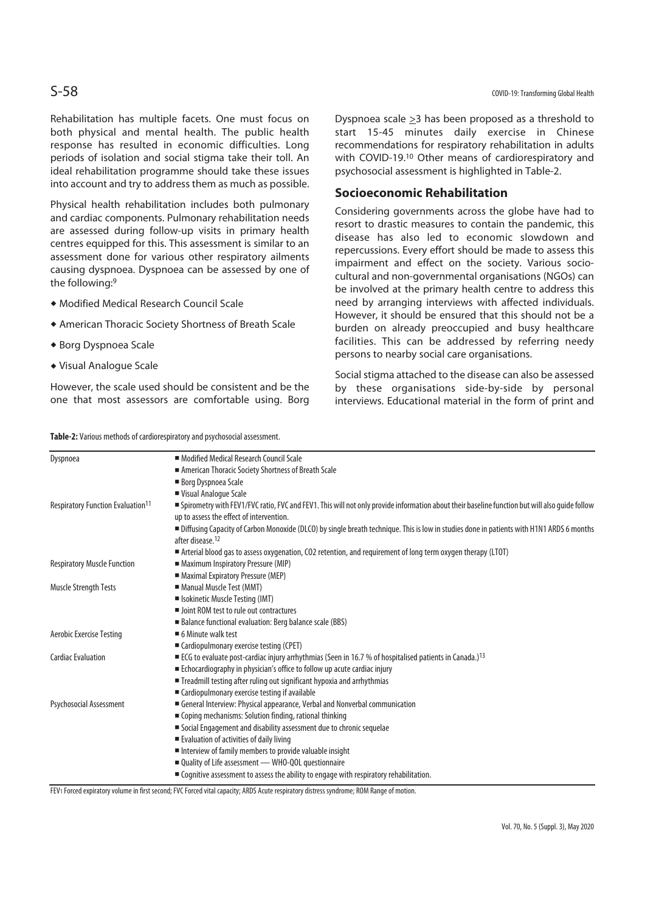Rehabilitation has multiple facets. One must focus on both physical and mental health. The public health response has resulted in economic difficulties. Long periods of isolation and social stigma take their toll. An ideal rehabilitation programme should take these issues into account and try to address them as much as possible.

Physical health rehabilitation includes both pulmonary and cardiac components. Pulmonary rehabilitation needs are assessed during follow-up visits in primary health centres equipped for this. This assessment is similar to an assessment done for various other respiratory ailments causing dyspnoea. Dyspnoea can be assessed by one of the following:[9]

- Modified Medical Research Council Scale
- American Thoracic Society Shortness of Breath Scale
- Borg Dyspnoea Scale
- Visual Analogue Scale

However, the scale used should be consistent and be the one that most assessors are comfortable using. Borg Dyspnoea scale $\geq$3 has been proposed as a threshold to start 15-45 minutes daily exercise in Chinese recommendations for respiratory rehabilitation in adults with COVID-19.[10] Other means of cardiorespiratory and psychosocial assessment is highlighted in Table-2.

## Socioeconomic Rehabilitation

Considering governments across the globe have had to resort to drastic measures to contain the pandemic, this disease has also led to economic slowdown and repercussions. Every effort should be made to assess this impairment and effect on the society. Various socio-cultural and non-governmental organisations (NGOs) can be involved at the primary health centre to address this need by arranging interviews with affected individuals. However, it should be ensured that this should not be a burden on already preoccupied and busy healthcare facilities. This can be addressed by referring needy persons to nearby social care organisations.

Social stigma attached to the disease can also be assessed by these organisations side-by-side by personal interviews. Educational material in the form of print and

**Table-2:** Various methods of cardiorespiratory and psychosocial assessment.

| | |
|---|---|
| Dyspnoea | ■ Modified Medical Research Council Scale<br>■ American Thoracic Society Shortness of Breath Scale<br>■ Borg Dyspnoea Scale<br>■ Visual Analogue Scale |
| Respiratory Function Evaluation[11] | ■ Spirometry with FEV1/FVC ratio, FVC and FEV1. This will not only provide information about their baseline function but will also guide follow up to assess the effect of intervention.<br>■ Diffusing Capacity of Carbon Monoxide (DLCO) by single breath technique. This is low in studies done in patients with H1N1 ARDS 6 months after disease.[12]<br>■ Arterial blood gas to assess oxygenation, CO2 retention, and requirement of long term oxygen therapy (LTOT) |
| Respiratory Muscle Function | ■ Maximum Inspiratory Pressure (MIP)<br>■ Maximal Expiratory Pressure (MEP) |
| Muscle Strength Tests | ■ Manual Muscle Test (MMT)<br>■ Isokinetic Muscle Testing (IMT)<br>■ Joint ROM test to rule out contractures<br>■ Balance functional evaluation: Berg balance scale (BBS) |
| Aerobic Exercise Testing | ■ 6 Minute walk test<br>■ Cardiopulmonary exercise testing (CPET) |
| Cardiac Evaluation | ■ ECG to evaluate post-cardiac injury arrhythmias (Seen in 16.7 % of hospitalised patients in Canada.)[13]<br>■ Echocardiography in physician's office to follow up acute cardiac injury<br>■ Treadmill testing after ruling out significant hypoxia and arrhythmias<br>■ Cardiopulmonary exercise testing if available |
| Psychosocial Assessment | ■ General Interview: Physical appearance, Verbal and Nonverbal communication<br>■ Coping mechanisms: Solution finding, rational thinking<br>■ Social Engagement and disability assessment due to chronic sequelae<br>■ Evaluation of activities of daily living<br>■ Interview of family members to provide valuable insight<br>■ Quality of Life assessment — WHO-QOL questionnaire<br>■ Cognitive assessment to assess the ability to engage with respiratory rehabilitation. |

FEV1 Forced expiratory volume in first second; FVC Forced vital capacity; ARDS Acute respiratory distress syndrome; ROM Range of motion.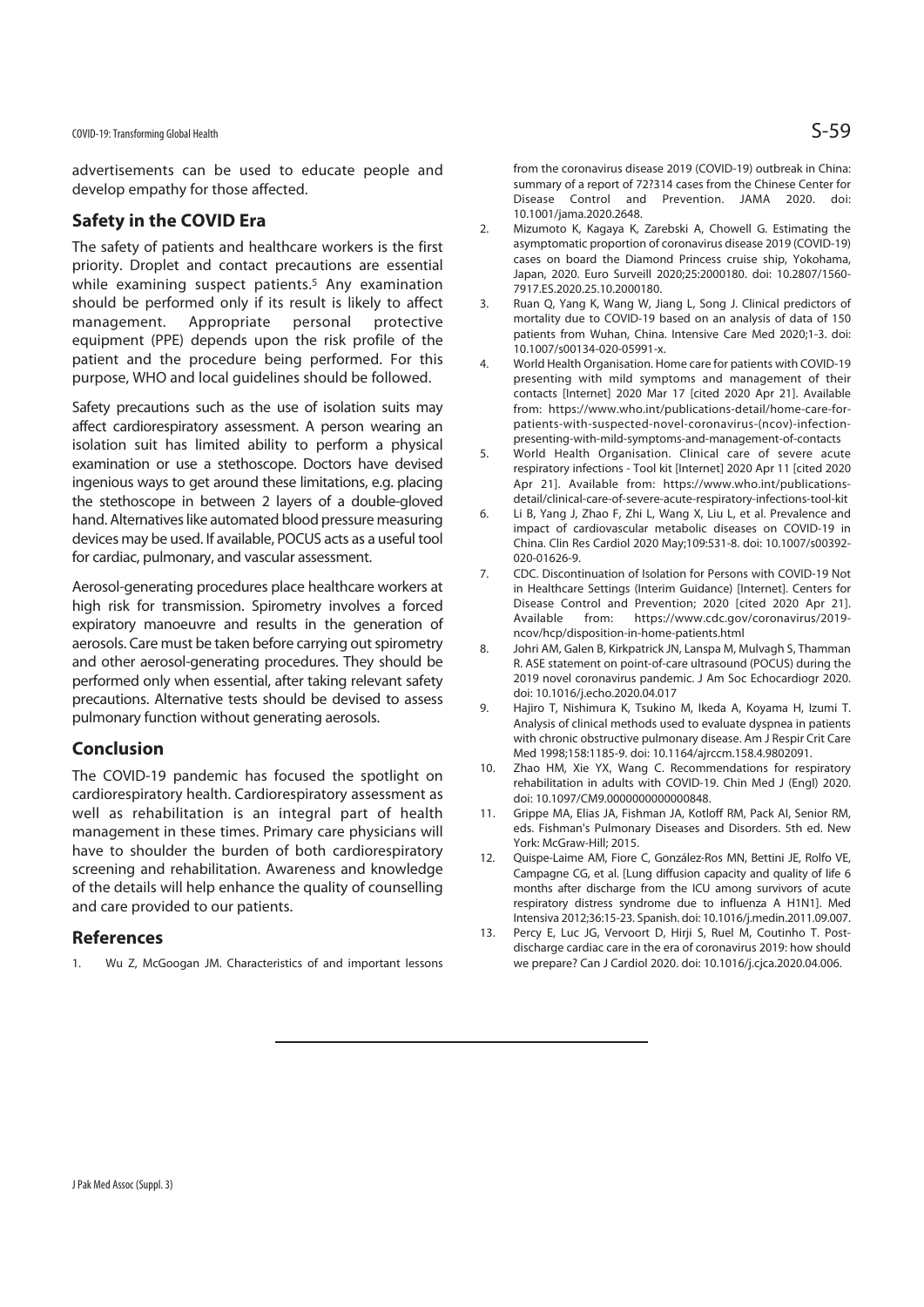advertisements can be used to educate people and develop empathy for those affected.

## Safety in the COVID Era

The safety of patients and healthcare workers is the first priority. Droplet and contact precautions are essential while examining suspect patients.[5] Any examination should be performed only if its result is likely to affect management. Appropriate personal protective equipment (PPE) depends upon the risk profile of the patient and the procedure being performed. For this purpose, WHO and local guidelines should be followed.

Safety precautions such as the use of isolation suits may affect cardiorespiratory assessment. A person wearing an isolation suit has limited ability to perform a physical examination or use a stethoscope. Doctors have devised ingenious ways to get around these limitations, e.g. placing the stethoscope in between 2 layers of a double-gloved hand. Alternatives like automated blood pressure measuring devices may be used. If available, POCUS acts as a useful tool for cardiac, pulmonary, and vascular assessment.

Aerosol-generating procedures place healthcare workers at high risk for transmission. Spirometry involves a forced expiratory manoeuvre and results in the generation of aerosols. Care must be taken before carrying out spirometry and other aerosol-generating procedures. They should be performed only when essential, after taking relevant safety precautions. Alternative tests should be devised to assess pulmonary function without generating aerosols.

## Conclusion

The COVID-19 pandemic has focused the spotlight on cardiorespiratory health. Cardiorespiratory assessment as well as rehabilitation is an integral part of health management in these times. Primary care physicians will have to shoulder the burden of both cardiorespiratory screening and rehabilitation. Awareness and knowledge of the details will help enhance the quality of counselling and care provided to our patients.

## References

1. Wu Z, McGoogan JM. Characteristics of and important lessons from the coronavirus disease 2019 (COVID-19) outbreak in China: summary of a report of 72?314 cases from the Chinese Center for Disease Control and Prevention. JAMA 2020. doi: 10.1001/jama.2020.2648.
2. Mizumoto K, Kagaya K, Zarebski A, Chowell G. Estimating the asymptomatic proportion of coronavirus disease 2019 (COVID-19) cases on board the Diamond Princess cruise ship, Yokohama, Japan, 2020. Euro Surveill 2020;25:2000180. doi: 10.2807/1560-7917.ES.2020.25.10.2000180.
3. Ruan Q, Yang K, Wang W, Jiang L, Song J. Clinical predictors of mortality due to COVID-19 based on an analysis of data of 150 patients from Wuhan, China. Intensive Care Med 2020;1-3. doi: 10.1007/s00134-020-05991-x.
4. World Health Organisation. Home care for patients with COVID-19 presenting with mild symptoms and management of their contacts [Internet] 2020 Mar 17 [cited 2020 Apr 21]. Available from: https://www.who.int/publications-detail/home-care-for-patients-with-suspected-novel-coronavirus-(ncov)-infection-presenting-with-mild-symptoms-and-management-of-contacts
5. World Health Organisation. Clinical care of severe acute respiratory infections - Tool kit [Internet] 2020 Apr 11 [cited 2020 Apr 21]. Available from: https://www.who.int/publications-detail/clinical-care-of-severe-acute-respiratory-infections-tool-kit
6. Li B, Yang J, Zhao F, Zhi L, Wang X, Liu L, et al. Prevalence and impact of cardiovascular metabolic diseases on COVID-19 in China. Clin Res Cardiol 2020 May;109:531-8. doi: 10.1007/s00392-020-01626-9.
7. CDC. Discontinuation of Isolation for Persons with COVID-19 Not in Healthcare Settings (Interim Guidance) [Internet]. Centers for Disease Control and Prevention; 2020 [cited 2020 Apr 21]. Available from: https://www.cdc.gov/coronavirus/2019-ncov/hcp/disposition-in-home-patients.html
8. Johri AM, Galen B, Kirkpatrick JN, Lanspa M, Mulvagh S, Thamman R. ASE statement on point-of-care ultrasound (POCUS) during the 2019 novel coronavirus pandemic. J Am Soc Echocardiogr 2020. doi: 10.1016/j.echo.2020.04.017
9. Hajiro T, Nishimura K, Tsukino M, Ikeda A, Koyama H, Izumi T. Analysis of clinical methods used to evaluate dyspnea in patients with chronic obstructive pulmonary disease. Am J Respir Crit Care Med 1998;158:1185-9. doi: 10.1164/ajrccm.158.4.9802091.
10. Zhao HM, Xie YX, Wang C. Recommendations for respiratory rehabilitation in adults with COVID-19. Chin Med J (Engl) 2020. doi: 10.1097/CM9.0000000000000848.
11. Grippe MA, Elias JA, Fishman JA, Kotloff RM, Pack AI, Senior RM, eds. Fishman's Pulmonary Diseases and Disorders. 5th ed. New York: McGraw-Hill; 2015.
12. Quispe-Laime AM, Fiore C, González-Ros MN, Bettini JE, Rolfo VE, Campagne CG, et al. [Lung diffusion capacity and quality of life 6 months after discharge from the ICU among survivors of acute respiratory distress syndrome due to influenza A H1N1]. Med Intensiva 2012;36:15-23. Spanish. doi: 10.1016/j.medin.2011.09.007.
13. Percy E, Luc JG, Vervoort D, Hirji S, Ruel M, Coutinho T. Post-discharge cardiac care in the era of coronavirus 2019: how should we prepare? Can J Cardiol 2020. doi: 10.1016/j.cjca.2020.04.006.